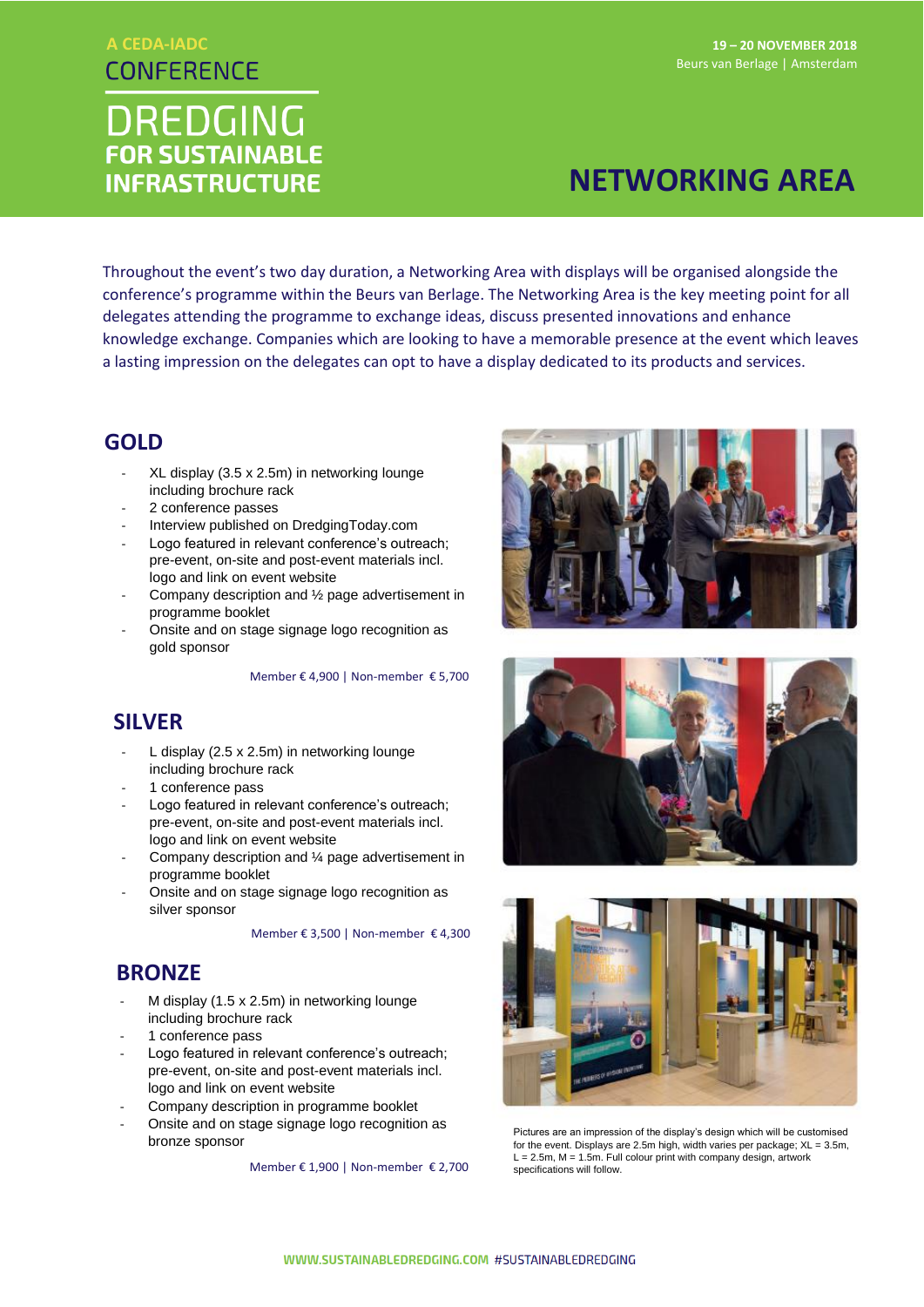A CEDA-IADC

CONFERENCE

# DREDGING FOR SUSTAINABLE INFRASTRUCTURE

**19 – 20 NOVEMBER 2018**
Beurs van Berlage | Amsterdam

# NETWORKING AREA

Throughout the event's two day duration, a Networking Area with displays will be organised alongside the conference's programme within the Beurs van Berlage. The Networking Area is the key meeting point for all delegates attending the programme to exchange ideas, discuss presented innovations and enhance knowledge exchange. Companies which are looking to have a memorable presence at the event which leaves a lasting impression on the delegates can opt to have a display dedicated to its products and services.

## GOLD

- XL display (3.5 x 2.5m) in networking lounge including brochure rack
- 2 conference passes
- Interview published on DredgingToday.com
- Logo featured in relevant conference's outreach; pre-event, on-site and post-event materials incl. logo and link on event website
- Company description and ½ page advertisement in programme booklet
- Onsite and on stage signage logo recognition as gold sponsor

Member € 4,900 | Non-member € 5,700

## SILVER

- L display (2.5 x 2.5m) in networking lounge including brochure rack
- 1 conference pass
- Logo featured in relevant conference's outreach; pre-event, on-site and post-event materials incl. logo and link on event website
- Company description and ¼ page advertisement in programme booklet
- Onsite and on stage signage logo recognition as silver sponsor

Member € 3,500 | Non-member € 4,300

## BRONZE

- M display (1.5 x 2.5m) in networking lounge including brochure rack
- 1 conference pass
- Logo featured in relevant conference's outreach; pre-event, on-site and post-event materials incl. logo and link on event website
- Company description in programme booklet
- Onsite and on stage signage logo recognition as bronze sponsor

Member € 1,900 | Non-member € 2,700

Pictures are an impression of the display's design which will be customised for the event. Displays are 2.5m high, width varies per package; XL = 3.5m, L = 2.5m, M = 1.5m. Full colour print with company design, artwork specifications will follow.

WWW.SUSTAINABLEDREDGING.COM #SUSTAINABLEDREDGING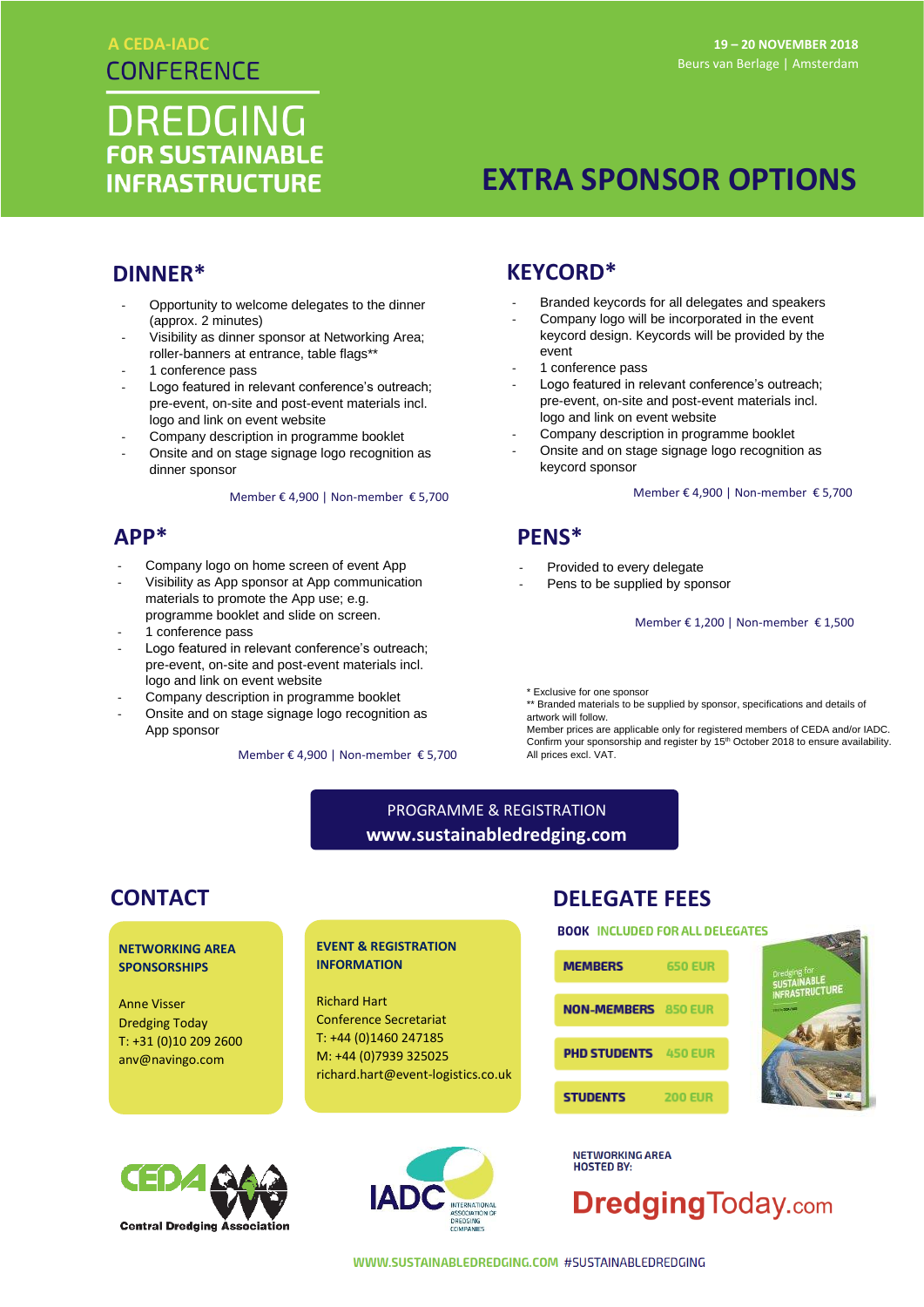A CEDA-IADC

CONFERENCE

# DREDGING FOR SUSTAINABLE INFRASTRUCTURE

**19 – 20 NOVEMBER 2018**
Beurs van Berlage | Amsterdam

# EXTRA SPONSOR OPTIONS

## DINNER*

- Opportunity to welcome delegates to the dinner (approx. 2 minutes)
- Visibility as dinner sponsor at Networking Area; roller-banners at entrance, table flags**
- 1 conference pass
- Logo featured in relevant conference's outreach; pre-event, on-site and post-event materials incl. logo and link on event website
- Company description in programme booklet
- Onsite and on stage signage logo recognition as dinner sponsor

Member € 4,900 | Non-member € 5,700

## APP*

- Company logo on home screen of event App
- Visibility as App sponsor at App communication materials to promote the App use; e.g. programme booklet and slide on screen.
- 1 conference pass
- Logo featured in relevant conference's outreach; pre-event, on-site and post-event materials incl. logo and link on event website
- Company description in programme booklet
- Onsite and on stage signage logo recognition as App sponsor

Member € 4,900 | Non-member € 5,700

## KEYCORD*

- Branded keycords for all delegates and speakers
- Company logo will be incorporated in the event keycord design. Keycords will be provided by the event
- 1 conference pass
- Logo featured in relevant conference's outreach; pre-event, on-site and post-event materials incl. logo and link on event website
- Company description in programme booklet
- Onsite and on stage signage logo recognition as keycord sponsor

Member € 4,900 | Non-member € 5,700

## PENS*

- Provided to every delegate
- Pens to be supplied by sponsor

Member € 1,200 | Non-member € 1,500

\* Exclusive for one sponsor
\*\* Branded materials to be supplied by sponsor, specifications and details of artwork will follow.
Member prices are applicable only for registered members of CEDA and/or IADC.
Confirm your sponsorship and register by 15th October 2018 to ensure availability.
All prices excl. VAT.

PROGRAMME & REGISTRATION
**www.sustainabledredging.com**

## CONTACT

**NETWORKING AREA SPONSORSHIPS**

Anne Visser
Dredging Today
T: +31 (0)10 209 2600
anv@navingo.com

**EVENT & REGISTRATION INFORMATION**

Richard Hart
Conference Secretariat
T: +44 (0)1460 247185
M: +44 (0)7939 325025
richard.hart@event-logistics.co.uk

## DELEGATE FEES

**BOOK** INCLUDED FOR ALL DELEGATES

| | |
|---|---|
| **MEMBERS** | 650 EUR |
| **NON-MEMBERS** | 850 EUR |
| **PHD STUDENTS** | 450 EUR |
| **STUDENTS** | 200 EUR |

CEDA Central Dredging Association

IADC International Association of Dredging Companies

NETWORKING AREA HOSTED BY:
DredgingToday.com

WWW.SUSTAINABLEDREDGING.COM #SUSTAINABLEDREDGING